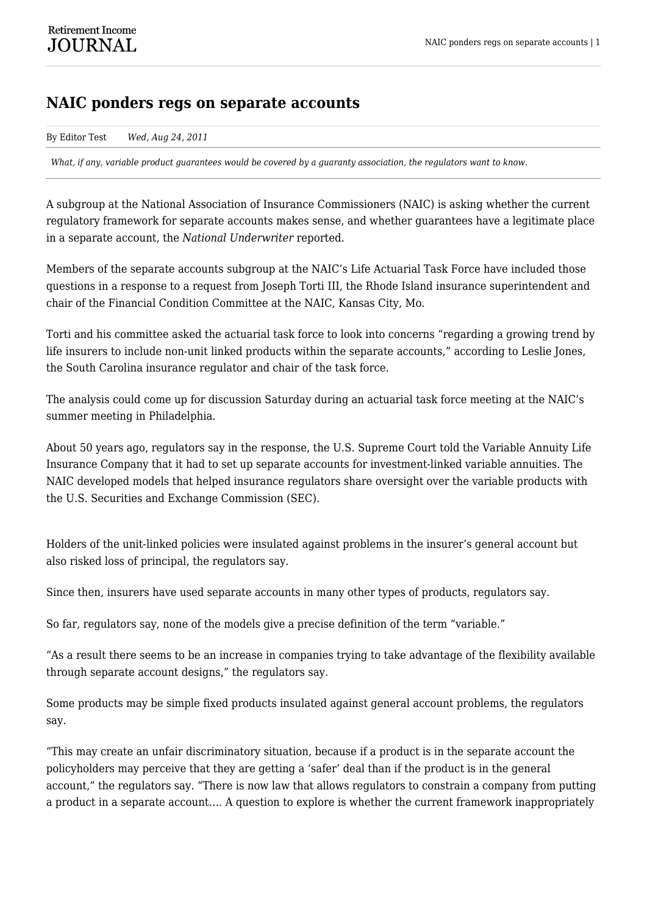# NAIC ponders regs on separate accounts

By Editor Test *Wed, Aug 24, 2011*

*What, if any, variable product guarantees would be covered by a guaranty association, the regulators want to know.*

A subgroup at the National Association of Insurance Commissioners (NAIC) is asking whether the current regulatory framework for separate accounts makes sense, and whether guarantees have a legitimate place in a separate account, the *National Underwriter* reported.

Members of the separate accounts subgroup at the NAIC's Life Actuarial Task Force have included those questions in a response to a request from Joseph Torti III, the Rhode Island insurance superintendent and chair of the Financial Condition Committee at the NAIC, Kansas City, Mo.

Torti and his committee asked the actuarial task force to look into concerns "regarding a growing trend by life insurers to include non-unit linked products within the separate accounts," according to Leslie Jones, the South Carolina insurance regulator and chair of the task force.

The analysis could come up for discussion Saturday during an actuarial task force meeting at the NAIC's summer meeting in Philadelphia.

About 50 years ago, regulators say in the response, the U.S. Supreme Court told the Variable Annuity Life Insurance Company that it had to set up separate accounts for investment-linked variable annuities. The NAIC developed models that helped insurance regulators share oversight over the variable products with the U.S. Securities and Exchange Commission (SEC).

Holders of the unit-linked policies were insulated against problems in the insurer's general account but also risked loss of principal, the regulators say.

Since then, insurers have used separate accounts in many other types of products, regulators say.

So far, regulators say, none of the models give a precise definition of the term "variable."

"As a result there seems to be an increase in companies trying to take advantage of the flexibility available through separate account designs," the regulators say.

Some products may be simple fixed products insulated against general account problems, the regulators say.

"This may create an unfair discriminatory situation, because if a product is in the separate account the policyholders may perceive that they are getting a 'safer' deal than if the product is in the general account," the regulators say. "There is now law that allows regulators to constrain a company from putting a product in a separate account.... A question to explore is whether the current framework inappropriately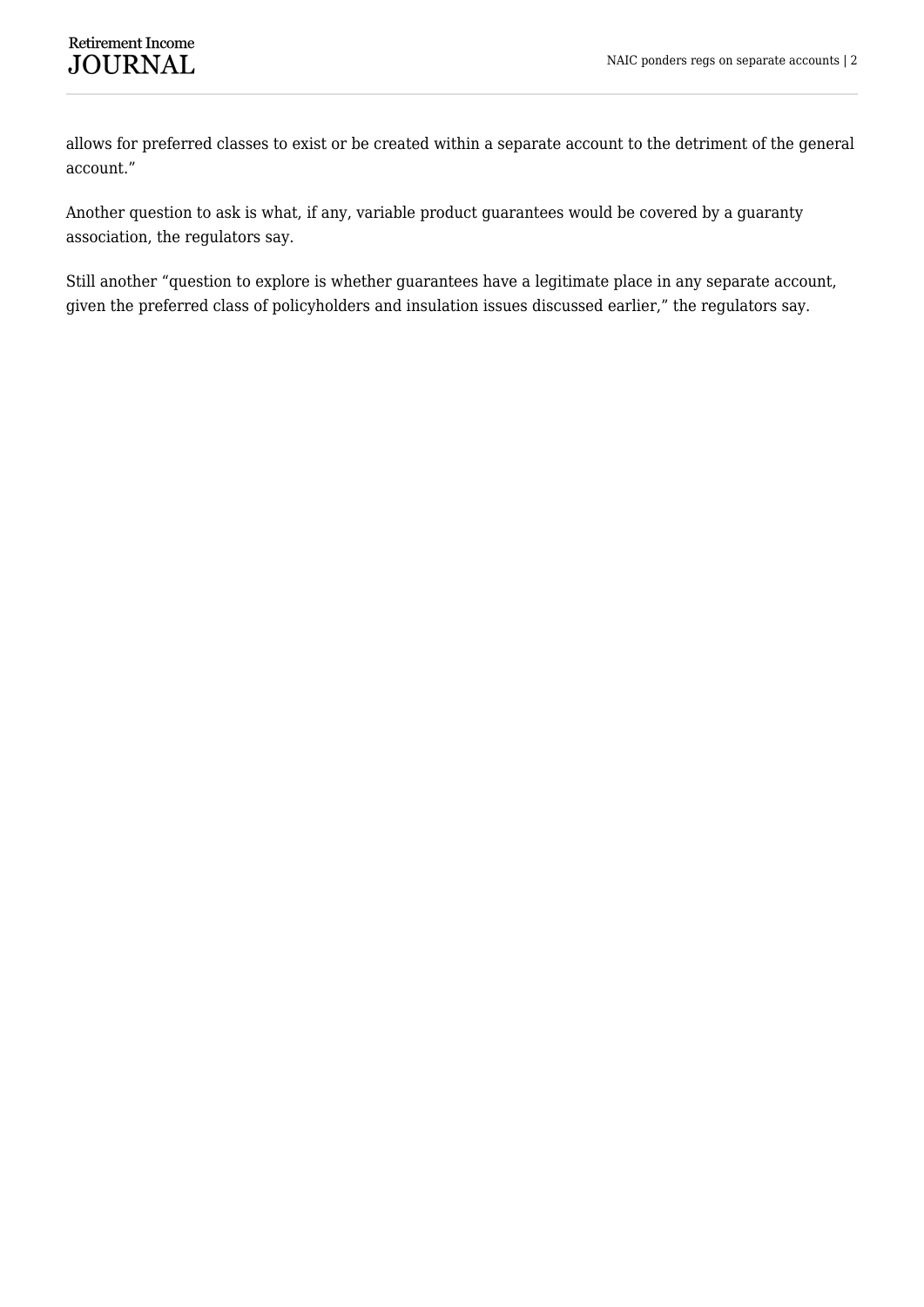allows for preferred classes to exist or be created within a separate account to the detriment of the general account."

Another question to ask is what, if any, variable product guarantees would be covered by a guaranty association, the regulators say.

Still another "question to explore is whether guarantees have a legitimate place in any separate account, given the preferred class of policyholders and insulation issues discussed earlier," the regulators say.